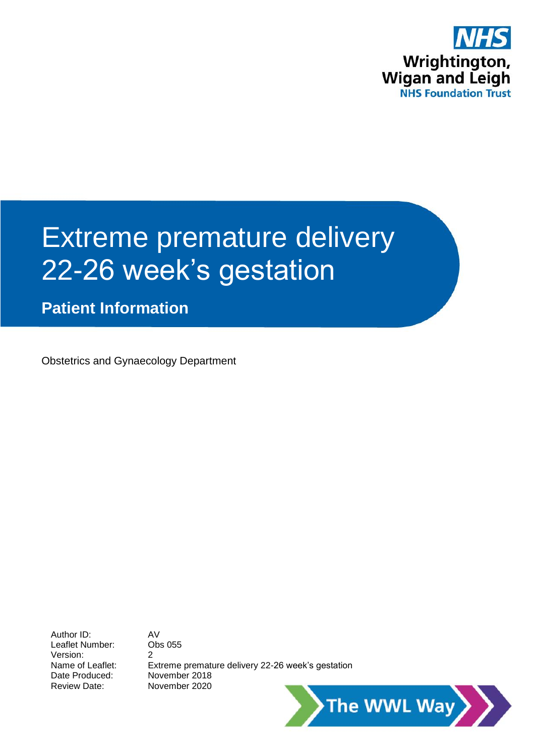NHS
Wrightington, Wigan and Leigh
NHS Foundation Trust

# Extreme premature delivery 22-26 week's gestation

## Patient Information

Obstetrics and Gynaecology Department

| | |
|---|---|
| Author ID: | AV |
| Leaflet Number: | Obs 055 |
| Version: | 2 |
| Name of Leaflet: | Extreme premature delivery 22-26 week's gestation |
| Date Produced: | November 2018 |
| Review Date: | November 2020 |

The WWL Way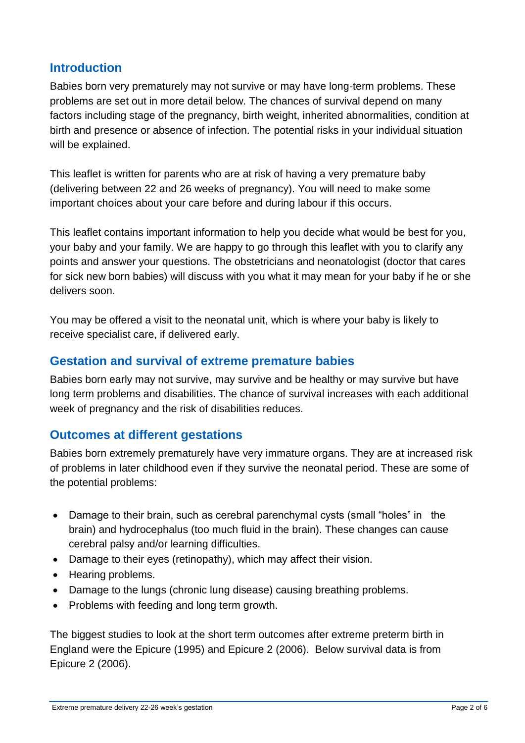## Introduction

Babies born very prematurely may not survive or may have long-term problems. These problems are set out in more detail below. The chances of survival depend on many factors including stage of the pregnancy, birth weight, inherited abnormalities, condition at birth and presence or absence of infection. The potential risks in your individual situation will be explained.

This leaflet is written for parents who are at risk of having a very premature baby (delivering between 22 and 26 weeks of pregnancy). You will need to make some important choices about your care before and during labour if this occurs.

This leaflet contains important information to help you decide what would be best for you, your baby and your family. We are happy to go through this leaflet with you to clarify any points and answer your questions. The obstetricians and neonatologist (doctor that cares for sick new born babies) will discuss with you what it may mean for your baby if he or she delivers soon.

You may be offered a visit to the neonatal unit, which is where your baby is likely to receive specialist care, if delivered early.

## Gestation and survival of extreme premature babies

Babies born early may not survive, may survive and be healthy or may survive but have long term problems and disabilities. The chance of survival increases with each additional week of pregnancy and the risk of disabilities reduces.

## Outcomes at different gestations

Babies born extremely prematurely have very immature organs. They are at increased risk of problems in later childhood even if they survive the neonatal period. These are some of the potential problems:

- Damage to their brain, such as cerebral parenchymal cysts (small "holes" in the brain) and hydrocephalus (too much fluid in the brain). These changes can cause cerebral palsy and/or learning difficulties.
- Damage to their eyes (retinopathy), which may affect their vision.
- Hearing problems.
- Damage to the lungs (chronic lung disease) causing breathing problems.
- Problems with feeding and long term growth.

The biggest studies to look at the short term outcomes after extreme preterm birth in England were the Epicure (1995) and Epicure 2 (2006). Below survival data is from Epicure 2 (2006).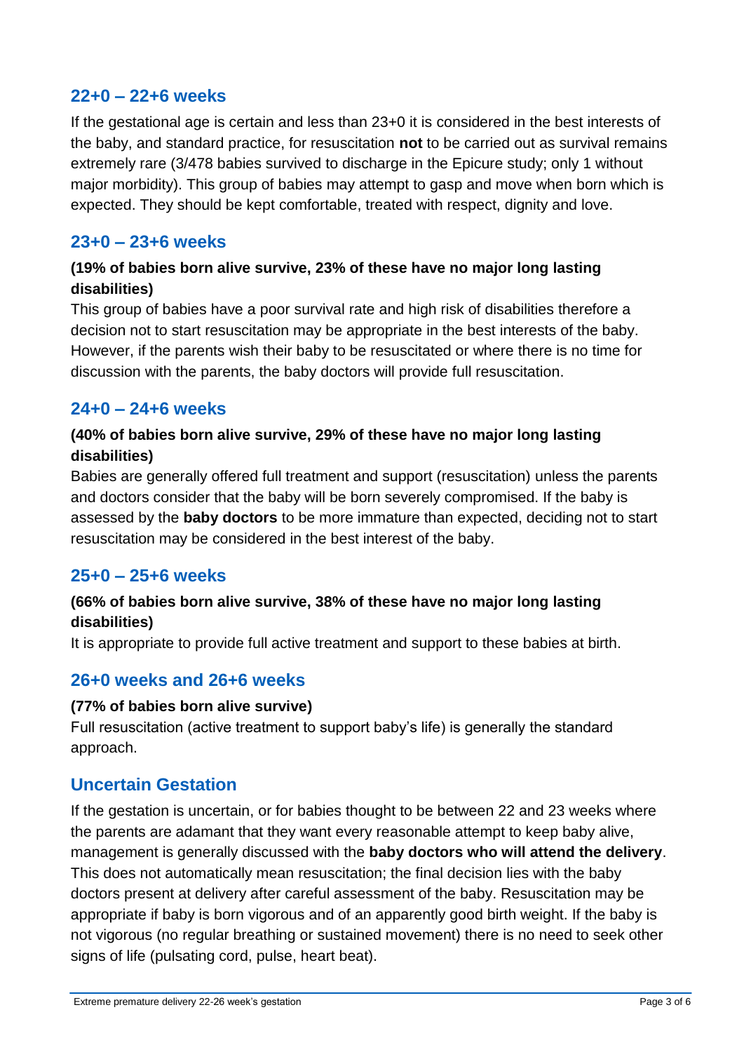## 22+0 – 22+6 weeks

If the gestational age is certain and less than 23+0 it is considered in the best interests of the baby, and standard practice, for resuscitation **not** to be carried out as survival remains extremely rare (3/478 babies survived to discharge in the Epicure study; only 1 without major morbidity). This group of babies may attempt to gasp and move when born which is expected. They should be kept comfortable, treated with respect, dignity and love.

## 23+0 – 23+6 weeks

**(19% of babies born alive survive, 23% of these have no major long lasting disabilities)**

This group of babies have a poor survival rate and high risk of disabilities therefore a decision not to start resuscitation may be appropriate in the best interests of the baby. However, if the parents wish their baby to be resuscitated or where there is no time for discussion with the parents, the baby doctors will provide full resuscitation.

## 24+0 – 24+6 weeks

**(40% of babies born alive survive, 29% of these have no major long lasting disabilities)**

Babies are generally offered full treatment and support (resuscitation) unless the parents and doctors consider that the baby will be born severely compromised. If the baby is assessed by the **baby doctors** to be more immature than expected, deciding not to start resuscitation may be considered in the best interest of the baby.

## 25+0 – 25+6 weeks

**(66% of babies born alive survive, 38% of these have no major long lasting disabilities)**

It is appropriate to provide full active treatment and support to these babies at birth.

## 26+0 weeks and 26+6 weeks

**(77% of babies born alive survive)**

Full resuscitation (active treatment to support baby's life) is generally the standard approach.

## Uncertain Gestation

If the gestation is uncertain, or for babies thought to be between 22 and 23 weeks where the parents are adamant that they want every reasonable attempt to keep baby alive, management is generally discussed with the **baby doctors who will attend the delivery**. This does not automatically mean resuscitation; the final decision lies with the baby doctors present at delivery after careful assessment of the baby. Resuscitation may be appropriate if baby is born vigorous and of an apparently good birth weight. If the baby is not vigorous (no regular breathing or sustained movement) there is no need to seek other signs of life (pulsating cord, pulse, heart beat).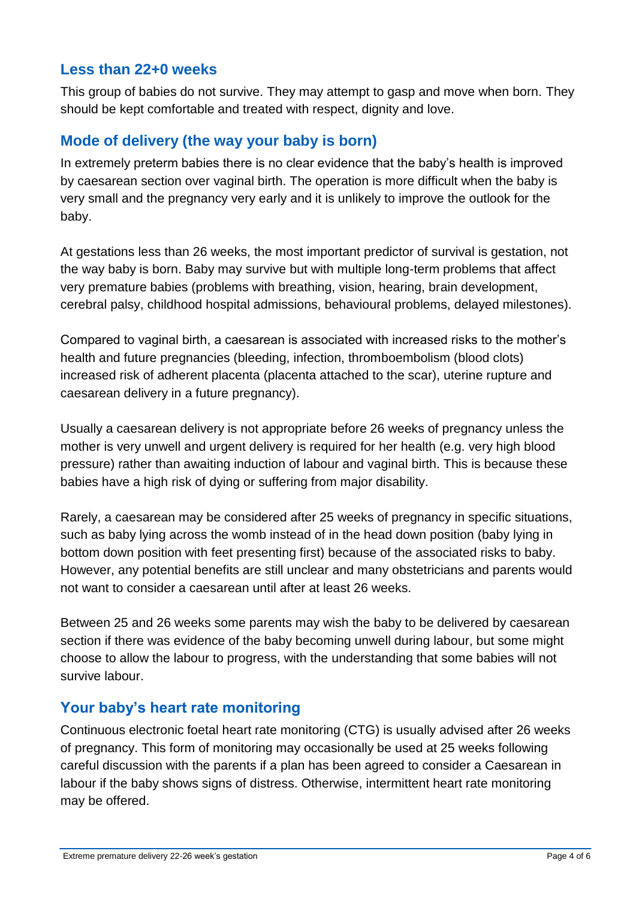## Less than 22+0 weeks

This group of babies do not survive. They may attempt to gasp and move when born. They should be kept comfortable and treated with respect, dignity and love.

## Mode of delivery (the way your baby is born)

In extremely preterm babies there is no clear evidence that the baby's health is improved by caesarean section over vaginal birth. The operation is more difficult when the baby is very small and the pregnancy very early and it is unlikely to improve the outlook for the baby.

At gestations less than 26 weeks, the most important predictor of survival is gestation, not the way baby is born. Baby may survive but with multiple long-term problems that affect very premature babies (problems with breathing, vision, hearing, brain development, cerebral palsy, childhood hospital admissions, behavioural problems, delayed milestones).

Compared to vaginal birth, a caesarean is associated with increased risks to the mother's health and future pregnancies (bleeding, infection, thromboembolism (blood clots) increased risk of adherent placenta (placenta attached to the scar), uterine rupture and caesarean delivery in a future pregnancy).

Usually a caesarean delivery is not appropriate before 26 weeks of pregnancy unless the mother is very unwell and urgent delivery is required for her health (e.g. very high blood pressure) rather than awaiting induction of labour and vaginal birth. This is because these babies have a high risk of dying or suffering from major disability.

Rarely, a caesarean may be considered after 25 weeks of pregnancy in specific situations, such as baby lying across the womb instead of in the head down position (baby lying in bottom down position with feet presenting first) because of the associated risks to baby. However, any potential benefits are still unclear and many obstetricians and parents would not want to consider a caesarean until after at least 26 weeks.

Between 25 and 26 weeks some parents may wish the baby to be delivered by caesarean section if there was evidence of the baby becoming unwell during labour, but some might choose to allow the labour to progress, with the understanding that some babies will not survive labour.

## Your baby's heart rate monitoring

Continuous electronic foetal heart rate monitoring (CTG) is usually advised after 26 weeks of pregnancy. This form of monitoring may occasionally be used at 25 weeks following careful discussion with the parents if a plan has been agreed to consider a Caesarean in labour if the baby shows signs of distress. Otherwise, intermittent heart rate monitoring may be offered.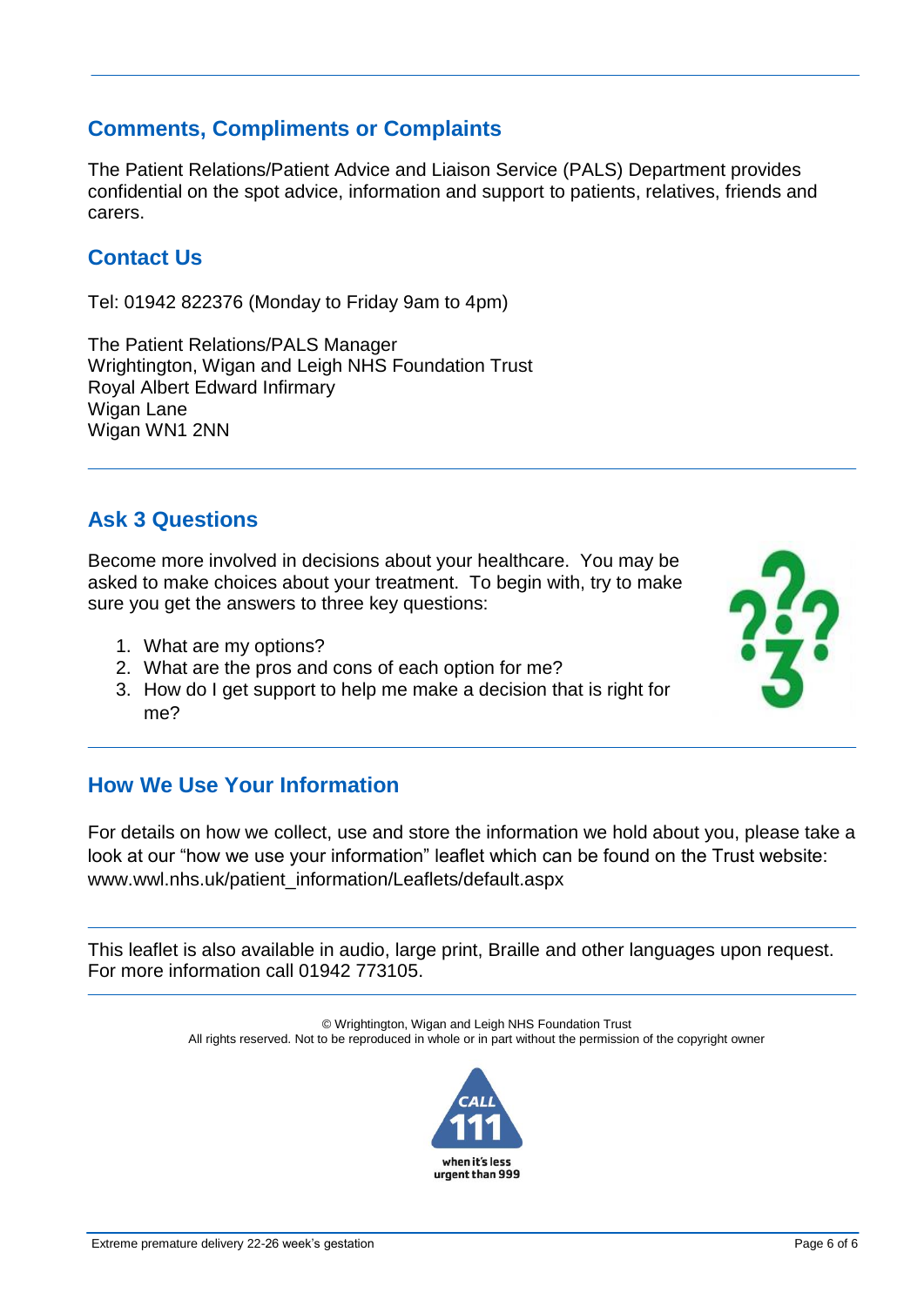## Comments, Compliments or Complaints

The Patient Relations/Patient Advice and Liaison Service (PALS) Department provides confidential on the spot advice, information and support to patients, relatives, friends and carers.

## Contact Us

Tel: 01942 822376 (Monday to Friday 9am to 4pm)

The Patient Relations/PALS Manager
Wrightington, Wigan and Leigh NHS Foundation Trust
Royal Albert Edward Infirmary
Wigan Lane
Wigan WN1 2NN

## Ask 3 Questions

Become more involved in decisions about your healthcare. You may be asked to make choices about your treatment. To begin with, try to make sure you get the answers to three key questions:

1. What are my options?
2. What are the pros and cons of each option for me?
3. How do I get support to help me make a decision that is right for me?

## How We Use Your Information

For details on how we collect, use and store the information we hold about you, please take a look at our "how we use your information" leaflet which can be found on the Trust website: www.wwl.nhs.uk/patient_information/Leaflets/default.aspx

This leaflet is also available in audio, large print, Braille and other languages upon request. For more information call 01942 773105.

© Wrightington, Wigan and Leigh NHS Foundation Trust
All rights reserved. Not to be reproduced in whole or in part without the permission of the copyright owner

CALL 111 when it's less urgent than 999